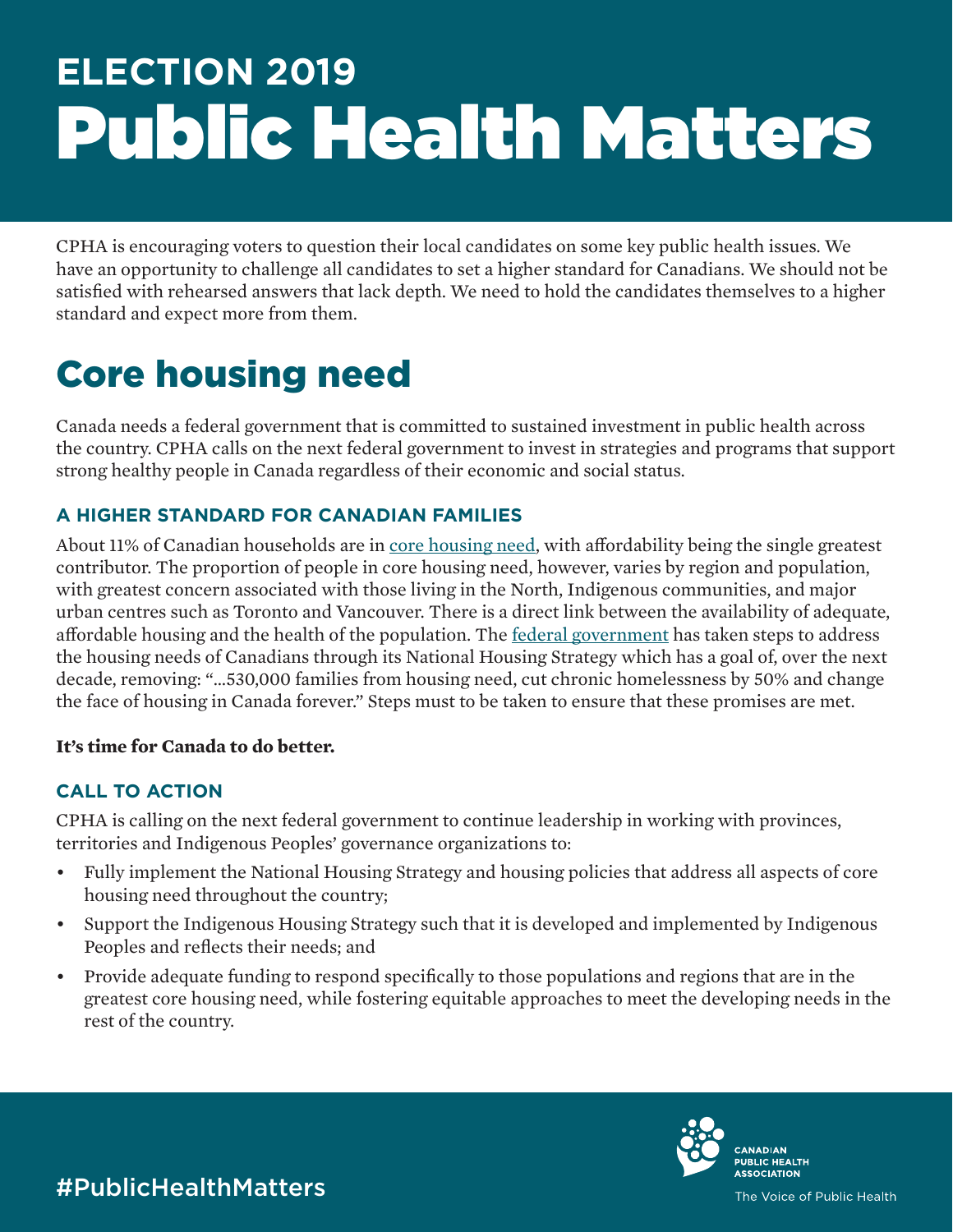# ELECTION 2019
# Public Health Matters

CPHA is encouraging voters to question their local candidates on some key public health issues. We have an opportunity to challenge all candidates to set a higher standard for Canadians. We should not be satisfied with rehearsed answers that lack depth. We need to hold the candidates themselves to a higher standard and expect more from them.

## Core housing need

Canada needs a federal government that is committed to sustained investment in public health across the country. CPHA calls on the next federal government to invest in strategies and programs that support strong healthy people in Canada regardless of their economic and social status.

### A HIGHER STANDARD FOR CANADIAN FAMILIES

About 11% of Canadian households are in core housing need, with affordability being the single greatest contributor. The proportion of people in core housing need, however, varies by region and population, with greatest concern associated with those living in the North, Indigenous communities, and major urban centres such as Toronto and Vancouver. There is a direct link between the availability of adequate, affordable housing and the health of the population. The federal government has taken steps to address the housing needs of Canadians through its National Housing Strategy which has a goal of, over the next decade, removing: "…530,000 families from housing need, cut chronic homelessness by 50% and change the face of housing in Canada forever." Steps must to be taken to ensure that these promises are met.

**It's time for Canada to do better.**

### CALL TO ACTION

CPHA is calling on the next federal government to continue leadership in working with provinces, territories and Indigenous Peoples' governance organizations to:

- Fully implement the National Housing Strategy and housing policies that address all aspects of core housing need throughout the country;
- Support the Indigenous Housing Strategy such that it is developed and implemented by Indigenous Peoples and reflects their needs; and
- Provide adequate funding to respond specifically to those populations and regions that are in the greatest core housing need, while fostering equitable approaches to meet the developing needs in the rest of the country.

#PublicHealthMatters

CANADIAN PUBLIC HEALTH ASSOCIATION

The Voice of Public Health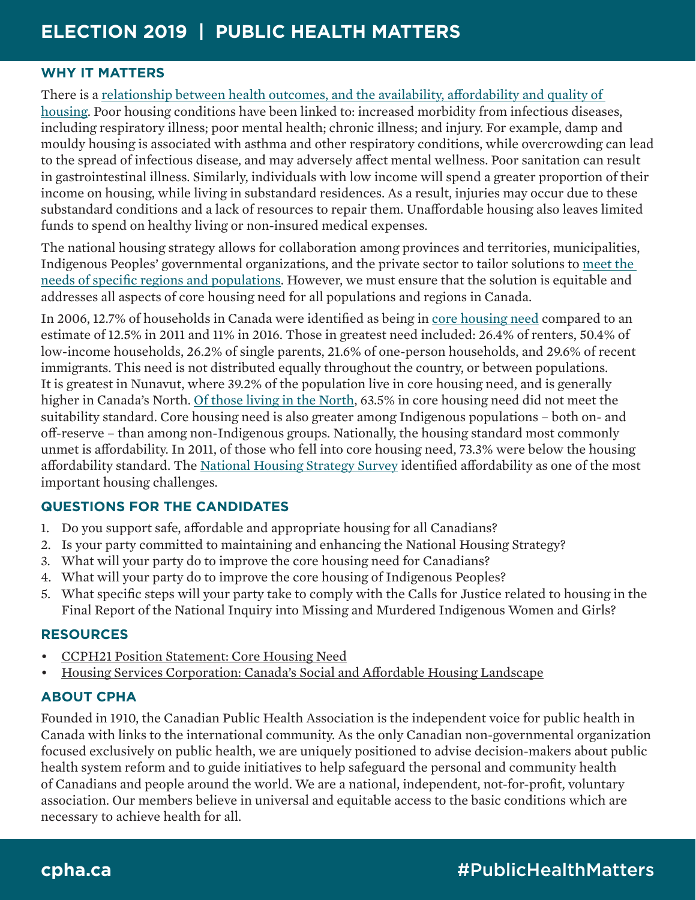## WHY IT MATTERS

There is a relationship between health outcomes, and the availability, affordability and quality of housing. Poor housing conditions have been linked to: increased morbidity from infectious diseases, including respiratory illness; poor mental health; chronic illness; and injury. For example, damp and mouldy housing is associated with asthma and other respiratory conditions, while overcrowding can lead to the spread of infectious disease, and may adversely affect mental wellness. Poor sanitation can result in gastrointestinal illness. Similarly, individuals with low income will spend a greater proportion of their income on housing, while living in substandard residences. As a result, injuries may occur due to these substandard conditions and a lack of resources to repair them. Unaffordable housing also leaves limited funds to spend on healthy living or non-insured medical expenses.

The national housing strategy allows for collaboration among provinces and territories, municipalities, Indigenous Peoples' governmental organizations, and the private sector to tailor solutions to meet the needs of specific regions and populations. However, we must ensure that the solution is equitable and addresses all aspects of core housing need for all populations and regions in Canada.

In 2006, 12.7% of households in Canada were identified as being in core housing need compared to an estimate of 12.5% in 2011 and 11% in 2016. Those in greatest need included: 26.4% of renters, 50.4% of low-income households, 26.2% of single parents, 21.6% of one-person households, and 29.6% of recent immigrants. This need is not distributed equally throughout the country, or between populations. It is greatest in Nunavut, where 39.2% of the population live in core housing need, and is generally higher in Canada's North. Of those living in the North, 63.5% in core housing need did not meet the suitability standard. Core housing need is also greater among Indigenous populations – both on- and off-reserve – than among non-Indigenous groups. Nationally, the housing standard most commonly unmet is affordability. In 2011, of those who fell into core housing need, 73.3% were below the housing affordability standard. The National Housing Strategy Survey identified affordability as one of the most important housing challenges.

## QUESTIONS FOR THE CANDIDATES

1. Do you support safe, affordable and appropriate housing for all Canadians?
2. Is your party committed to maintaining and enhancing the National Housing Strategy?
3. What will your party do to improve the core housing need for Canadians?
4. What will your party do to improve the core housing of Indigenous Peoples?
5. What specific steps will your party take to comply with the Calls for Justice related to housing in the Final Report of the National Inquiry into Missing and Murdered Indigenous Women and Girls?

## RESOURCES

- CCPH21 Position Statement: Core Housing Need
- Housing Services Corporation: Canada's Social and Affordable Housing Landscape

## ABOUT CPHA

Founded in 1910, the Canadian Public Health Association is the independent voice for public health in Canada with links to the international community. As the only Canadian non-governmental organization focused exclusively on public health, we are uniquely positioned to advise decision-makers about public health system reform and to guide initiatives to help safeguard the personal and community health of Canadians and people around the world. We are a national, independent, not-for-profit, voluntary association. Our members believe in universal and equitable access to the basic conditions which are necessary to achieve health for all.

cpha.ca

#PublicHealthMatters